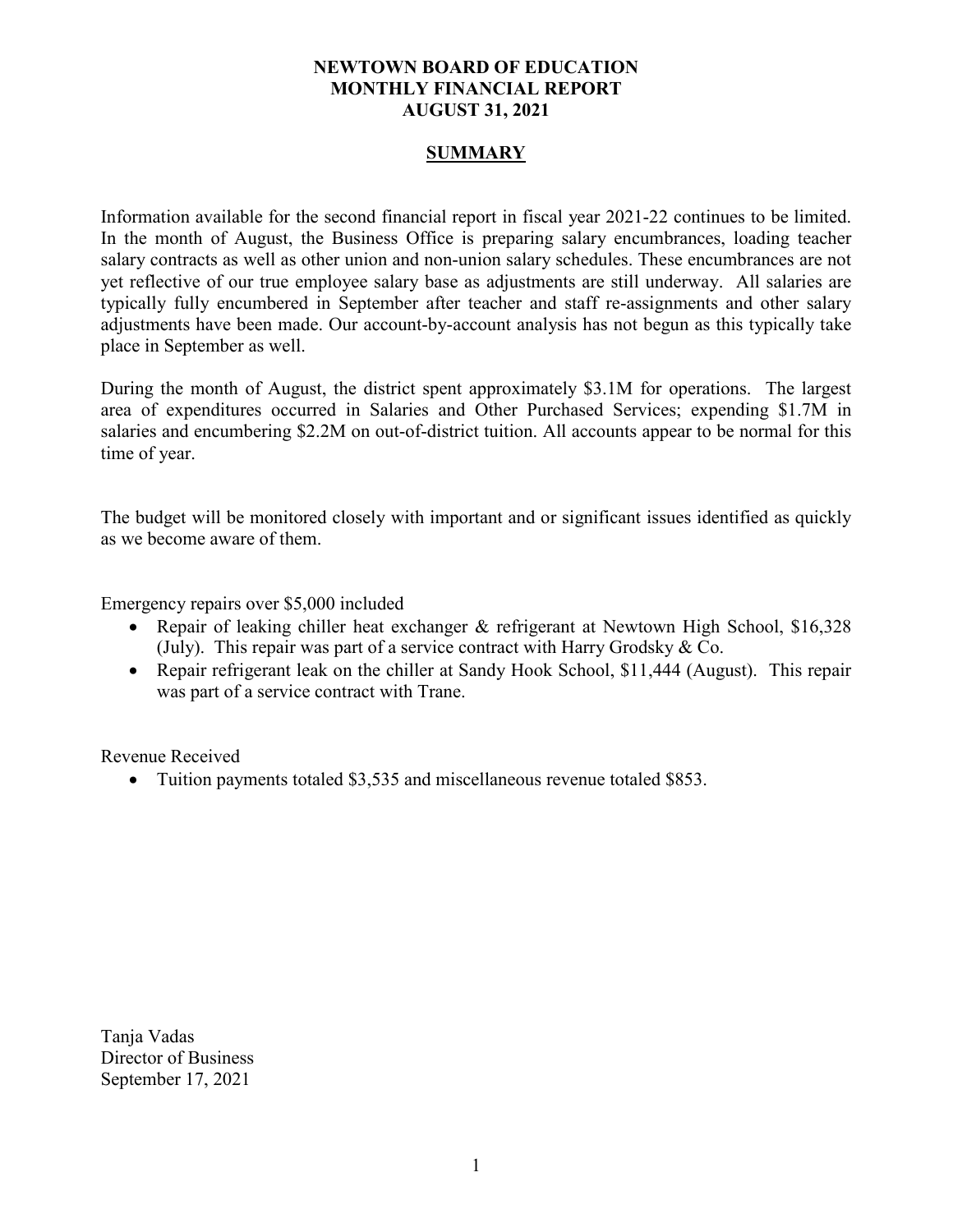**NEWTOWN BOARD OF EDUCATION**
**MONTHLY FINANCIAL REPORT**
**AUGUST 31, 2021**

## SUMMARY

Information available for the second financial report in fiscal year 2021-22 continues to be limited. In the month of August, the Business Office is preparing salary encumbrances, loading teacher salary contracts as well as other union and non-union salary schedules. These encumbrances are not yet reflective of our true employee salary base as adjustments are still underway. All salaries are typically fully encumbered in September after teacher and staff re-assignments and other salary adjustments have been made. Our account-by-account analysis has not begun as this typically take place in September as well.

During the month of August, the district spent approximately \$3.1M for operations. The largest area of expenditures occurred in Salaries and Other Purchased Services; expending \$1.7M in salaries and encumbering \$2.2M on out-of-district tuition. All accounts appear to be normal for this time of year.

The budget will be monitored closely with important and or significant issues identified as quickly as we become aware of them.

Emergency repairs over \$5,000 included

- Repair of leaking chiller heat exchanger & refrigerant at Newtown High School, \$16,328 (July). This repair was part of a service contract with Harry Grodsky & Co.
- Repair refrigerant leak on the chiller at Sandy Hook School, \$11,444 (August). This repair was part of a service contract with Trane.

Revenue Received

- Tuition payments totaled \$3,535 and miscellaneous revenue totaled \$853.

Tanja Vadas
Director of Business
September 17, 2021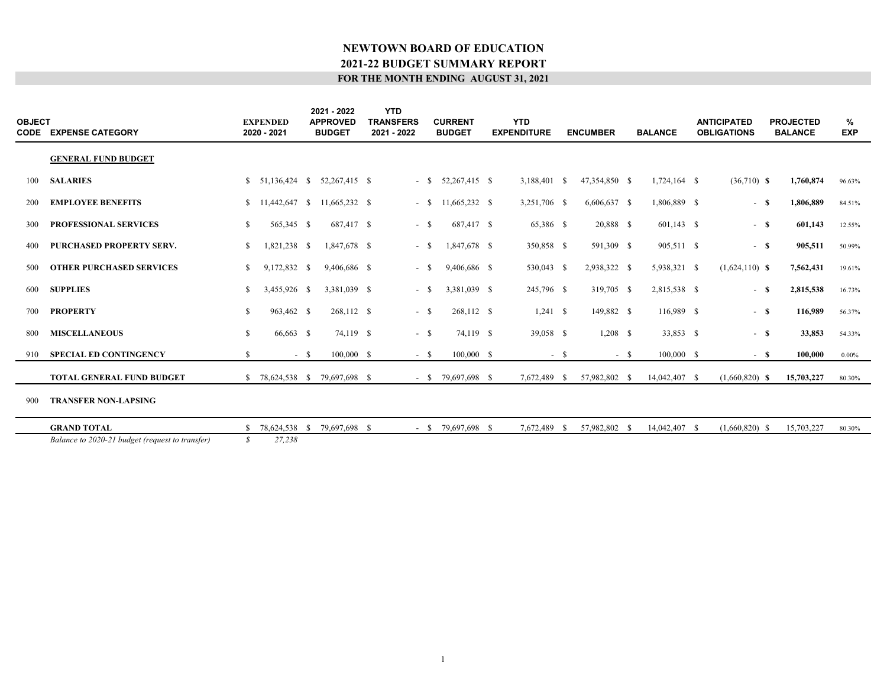# NEWTOWN BOARD OF EDUCATION

## 2021-22 BUDGET SUMMARY REPORT

### FOR THE MONTH ENDING AUGUST 31, 2021

| OBJECT CODE | EXPENSE CATEGORY | EXPENDED 2020 - 2021 | 2021 - 2022 APPROVED BUDGET | YTD TRANSFERS 2021 - 2022 | CURRENT BUDGET | YTD EXPENDITURE | ENCUMBER | BALANCE | ANTICIPATED OBLIGATIONS | PROJECTED BALANCE | % EXP |
|---|---|---|---|---|---|---|---|---|---|---|---|
| | **GENERAL FUND BUDGET** | | | | | | | | | | |
| 100 | **SALARIES** | $ 51,136,424 | $ 52,267,415 | $ - | $ 52,267,415 | $ 3,188,401 | $ 47,354,850 | $ 1,724,164 | $ (36,710) | **$ 1,760,874** | 96.63% |
| 200 | **EMPLOYEE BENEFITS** | $ 11,442,647 | $ 11,665,232 | $ - | $ 11,665,232 | $ 3,251,706 | $ 6,606,637 | $ 1,806,889 | $ - | **$ 1,806,889** | 84.51% |
| 300 | **PROFESSIONAL SERVICES** | $ 565,345 | $ 687,417 | $ - | $ 687,417 | $ 65,386 | $ 20,888 | $ 601,143 | $ - | **$ 601,143** | 12.55% |
| 400 | **PURCHASED PROPERTY SERV.** | $ 1,821,238 | $ 1,847,678 | $ - | $ 1,847,678 | $ 350,858 | $ 591,309 | $ 905,511 | $ - | **$ 905,511** | 50.99% |
| 500 | **OTHER PURCHASED SERVICES** | $ 9,172,832 | $ 9,406,686 | $ - | $ 9,406,686 | $ 530,043 | $ 2,938,322 | $ 5,938,321 | $ (1,624,110) | **$ 7,562,431** | 19.61% |
| 600 | **SUPPLIES** | $ 3,455,926 | $ 3,381,039 | $ - | $ 3,381,039 | $ 245,796 | $ 319,705 | $ 2,815,538 | $ - | **$ 2,815,538** | 16.73% |
| 700 | **PROPERTY** | $ 963,462 | $ 268,112 | $ - | $ 268,112 | $ 1,241 | $ 149,882 | $ 116,989 | $ - | **$ 116,989** | 56.37% |
| 800 | **MISCELLANEOUS** | $ 66,663 | $ 74,119 | $ - | $ 74,119 | $ 39,058 | $ 1,208 | $ 33,853 | $ - | **$ 33,853** | 54.33% |
| 910 | **SPECIAL ED CONTINGENCY** | $ - | $ 100,000 | $ - | $ 100,000 | $ - | $ - | $ 100,000 | $ - | **$ 100,000** | 0.00% |
| | **TOTAL GENERAL FUND BUDGET** | $ 78,624,538 | $ 79,697,698 | $ - | $ 79,697,698 | $ 7,672,489 | $ 57,982,802 | $ 14,042,407 | $ (1,660,820) | **$ 15,703,227** | 80.30% |
| 900 | **TRANSFER NON-LAPSING** | | | | | | | | | | |
| | **GRAND TOTAL** | $ 78,624,538 | $ 79,697,698 | $ - | $ 79,697,698 | $ 7,672,489 | $ 57,982,802 | $ 14,042,407 | $ (1,660,820) | $ 15,703,227 | 80.30% |
| | *Balance to 2020-21 budget (request to transfer)* | *$ 27,238* | | | | | | | | | |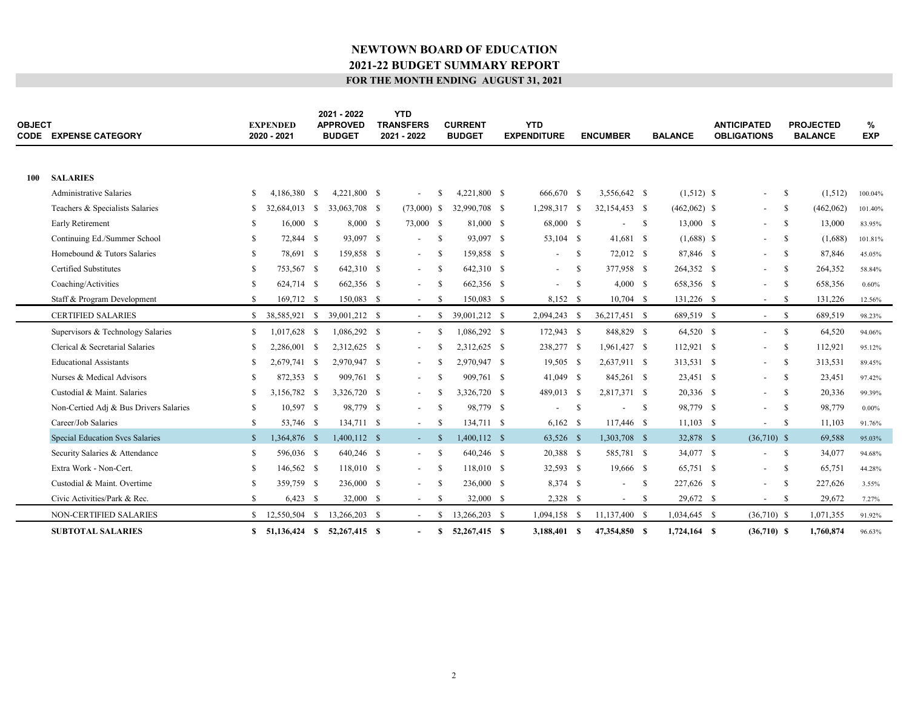# NEWTOWN BOARD OF EDUCATION
## 2021-22 BUDGET SUMMARY REPORT
### FOR THE MONTH ENDING AUGUST 31, 2021

| OBJECT CODE | EXPENSE CATEGORY | EXPENDED 2020 - 2021 | 2021 - 2022 APPROVED BUDGET | YTD TRANSFERS 2021 - 2022 | CURRENT BUDGET | YTD EXPENDITURE | ENCUMBER | BALANCE | ANTICIPATED OBLIGATIONS | PROJECTED BALANCE | % EXP |
|---|---|---|---|---|---|---|---|---|---|---|---|
| **100** | **SALARIES** | | | | | | | | | | |
| | Administrative Salaries | $ 4,186,380 | $ 4,221,800 | $ - | $ 4,221,800 | $ 666,670 | $ 3,556,642 | $ (1,512) | $ - | $ (1,512) | 100.04% |
| | Teachers & Specialists Salaries | $ 32,684,013 | $ 33,063,708 | $ (73,000) | $ 32,990,708 | $ 1,298,317 | $ 32,154,453 | $ (462,062) | $ - | $ (462,062) | 101.40% |
| | Early Retirement | $ 16,000 | $ 8,000 | $ 73,000 | $ 81,000 | $ 68,000 | $ - | $ 13,000 | $ - | $ 13,000 | 83.95% |
| | Continuing Ed./Summer School | $ 72,844 | $ 93,097 | $ - | $ 93,097 | $ 53,104 | $ 41,681 | $ (1,688) | $ - | $ (1,688) | 101.81% |
| | Homebound & Tutors Salaries | $ 78,691 | $ 159,858 | $ - | $ 159,858 | $ - | $ 72,012 | $ 87,846 | $ - | $ 87,846 | 45.05% |
| | Certified Substitutes | $ 753,567 | $ 642,310 | $ - | $ 642,310 | $ - | $ 377,958 | $ 264,352 | $ - | $ 264,352 | 58.84% |
| | Coaching/Activities | $ 624,714 | $ 662,356 | $ - | $ 662,356 | $ - | $ 4,000 | $ 658,356 | $ - | $ 658,356 | 0.60% |
| | Staff & Program Development | $ 169,712 | $ 150,083 | $ - | $ 150,083 | $ 8,152 | $ 10,704 | $ 131,226 | $ - | $ 131,226 | 12.56% |
| | CERTIFIED SALARIES | $ 38,585,921 | $ 39,001,212 | $ - | $ 39,001,212 | $ 2,094,243 | $ 36,217,451 | $ 689,519 | $ - | $ 689,519 | 98.23% |
| | Supervisors & Technology Salaries | $ 1,017,628 | $ 1,086,292 | $ - | $ 1,086,292 | $ 172,943 | $ 848,829 | $ 64,520 | $ - | $ 64,520 | 94.06% |
| | Clerical & Secretarial Salaries | $ 2,286,001 | $ 2,312,625 | $ - | $ 2,312,625 | $ 238,277 | $ 1,961,427 | $ 112,921 | $ - | $ 112,921 | 95.12% |
| | Educational Assistants | $ 2,679,741 | $ 2,970,947 | $ - | $ 2,970,947 | $ 19,505 | $ 2,637,911 | $ 313,531 | $ - | $ 313,531 | 89.45% |
| | Nurses & Medical Advisors | $ 872,353 | $ 909,761 | $ - | $ 909,761 | $ 41,049 | $ 845,261 | $ 23,451 | $ - | $ 23,451 | 97.42% |
| | Custodial & Maint. Salaries | $ 3,156,782 | $ 3,326,720 | $ - | $ 3,326,720 | $ 489,013 | $ 2,817,371 | $ 20,336 | $ - | $ 20,336 | 99.39% |
| | Non-Certied Adj & Bus Drivers Salaries | $ 10,597 | $ 98,779 | $ - | $ 98,779 | $ - | $ - | $ 98,779 | $ - | $ 98,779 | 0.00% |
| | Career/Job Salaries | $ 53,746 | $ 134,711 | $ - | $ 134,711 | $ 6,162 | $ 117,446 | $ 11,103 | $ - | $ 11,103 | 91.76% |
| | Special Education Svcs Salaries | $ 1,364,876 | $ 1,400,112 | $ - | $ 1,400,112 | $ 63,526 | $ 1,303,708 | $ 32,878 | $ (36,710) | $ 69,588 | 95.03% |
| | Security Salaries & Attendance | $ 596,036 | $ 640,246 | $ - | $ 640,246 | $ 20,388 | $ 585,781 | $ 34,077 | $ - | $ 34,077 | 94.68% |
| | Extra Work - Non-Cert. | $ 146,562 | $ 118,010 | $ - | $ 118,010 | $ 32,593 | $ 19,666 | $ 65,751 | $ - | $ 65,751 | 44.28% |
| | Custodial & Maint. Overtime | $ 359,759 | $ 236,000 | $ - | $ 236,000 | $ 8,374 | $ - | $ 227,626 | $ - | $ 227,626 | 3.55% |
| | Civic Activities/Park & Rec. | $ 6,423 | $ 32,000 | $ - | $ 32,000 | $ 2,328 | $ - | $ 29,672 | $ - | $ 29,672 | 7.27% |
| | NON-CERTIFIED SALARIES | $ 12,550,504 | $ 13,266,203 | $ - | $ 13,266,203 | $ 1,094,158 | $ 11,137,400 | $ 1,034,645 | $ (36,710) | $ 1,071,355 | 91.92% |
| | **SUBTOTAL SALARIES** | **$ 51,136,424** | **$ 52,267,415** | **$ -** | **$ 52,267,415** | **$ 3,188,401** | **$ 47,354,850** | **$ 1,724,164** | **$ (36,710)** | **$ 1,760,874** | 96.63% |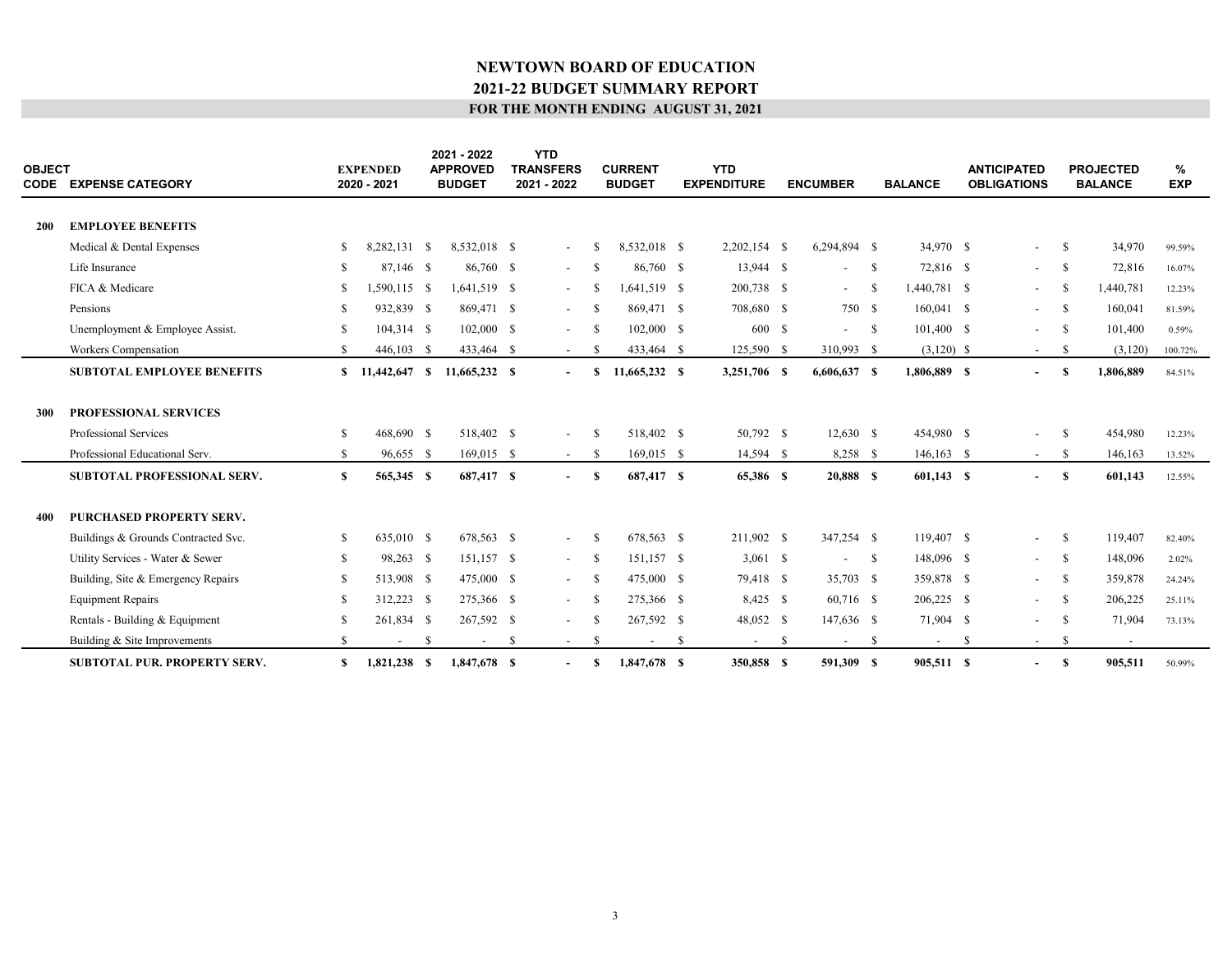# NEWTOWN BOARD OF EDUCATION
## 2021-22 BUDGET SUMMARY REPORT
### FOR THE MONTH ENDING AUGUST 31, 2021

| OBJECT CODE | EXPENSE CATEGORY | EXPENDED 2020 - 2021 | 2021 - 2022 APPROVED BUDGET | YTD TRANSFERS 2021 - 2022 | CURRENT BUDGET | YTD EXPENDITURE | ENCUMBER | BALANCE | ANTICIPATED OBLIGATIONS | PROJECTED BALANCE | % EXP |
|---|---|---|---|---|---|---|---|---|---|---|---|
| **200** | **EMPLOYEE BENEFITS** | | | | | | | | | | |
| | Medical & Dental Expenses | $ 8,282,131 | $ 8,532,018 | $ - | $ 8,532,018 | $ 2,202,154 | $ 6,294,894 | $ 34,970 | $ - | $ 34,970 | 99.59% |
| | Life Insurance | $ 87,146 | $ 86,760 | $ - | $ 86,760 | $ 13,944 | $ - | $ 72,816 | $ - | $ 72,816 | 16.07% |
| | FICA & Medicare | $ 1,590,115 | $ 1,641,519 | $ - | $ 1,641,519 | $ 200,738 | $ - | $ 1,440,781 | $ - | $ 1,440,781 | 12.23% |
| | Pensions | $ 932,839 | $ 869,471 | $ - | $ 869,471 | $ 708,680 | $ 750 | $ 160,041 | $ - | $ 160,041 | 81.59% |
| | Unemployment & Employee Assist. | $ 104,314 | $ 102,000 | $ - | $ 102,000 | $ 600 | $ - | $ 101,400 | $ - | $ 101,400 | 0.59% |
| | Workers Compensation | $ 446,103 | $ 433,464 | $ - | $ 433,464 | $ 125,590 | $ 310,993 | $ (3,120) | $ - | $ (3,120) | 100.72% |
| | **SUBTOTAL EMPLOYEE BENEFITS** | **$ 11,442,647** | **$ 11,665,232** | **$ -** | **$ 11,665,232** | **$ 3,251,706** | **$ 6,606,637** | **$ 1,806,889** | **$ -** | **$ 1,806,889** | 84.51% |
| **300** | **PROFESSIONAL SERVICES** | | | | | | | | | | |
| | Professional Services | $ 468,690 | $ 518,402 | $ - | $ 518,402 | $ 50,792 | $ 12,630 | $ 454,980 | $ - | $ 454,980 | 12.23% |
| | Professional Educational Serv. | $ 96,655 | $ 169,015 | $ - | $ 169,015 | $ 14,594 | $ 8,258 | $ 146,163 | $ - | $ 146,163 | 13.52% |
| | **SUBTOTAL PROFESSIONAL SERV.** | **$ 565,345** | **$ 687,417** | **$ -** | **$ 687,417** | **$ 65,386** | **$ 20,888** | **$ 601,143** | **$ -** | **$ 601,143** | 12.55% |
| **400** | **PURCHASED PROPERTY SERV.** | | | | | | | | | | |
| | Buildings & Grounds Contracted Svc. | $ 635,010 | $ 678,563 | $ - | $ 678,563 | $ 211,902 | $ 347,254 | $ 119,407 | $ - | $ 119,407 | 82.40% |
| | Utility Services - Water & Sewer | $ 98,263 | $ 151,157 | $ - | $ 151,157 | $ 3,061 | $ - | $ 148,096 | $ - | $ 148,096 | 2.02% |
| | Building, Site & Emergency Repairs | $ 513,908 | $ 475,000 | $ - | $ 475,000 | $ 79,418 | $ 35,703 | $ 359,878 | $ - | $ 359,878 | 24.24% |
| | Equipment Repairs | $ 312,223 | $ 275,366 | $ - | $ 275,366 | $ 8,425 | $ 60,716 | $ 206,225 | $ - | $ 206,225 | 25.11% |
| | Rentals - Building & Equipment | $ 261,834 | $ 267,592 | $ - | $ 267,592 | $ 48,052 | $ 147,636 | $ 71,904 | $ - | $ 71,904 | 73.13% |
| | Building & Site Improvements | $ - | $ - | $ - | $ - | $ - | $ - | $ - | $ - | $ - | |
| | **SUBTOTAL PUR. PROPERTY SERV.** | **$ 1,821,238** | **$ 1,847,678** | **$ -** | **$ 1,847,678** | **$ 350,858** | **$ 591,309** | **$ 905,511** | **$ -** | **$ 905,511** | 50.99% |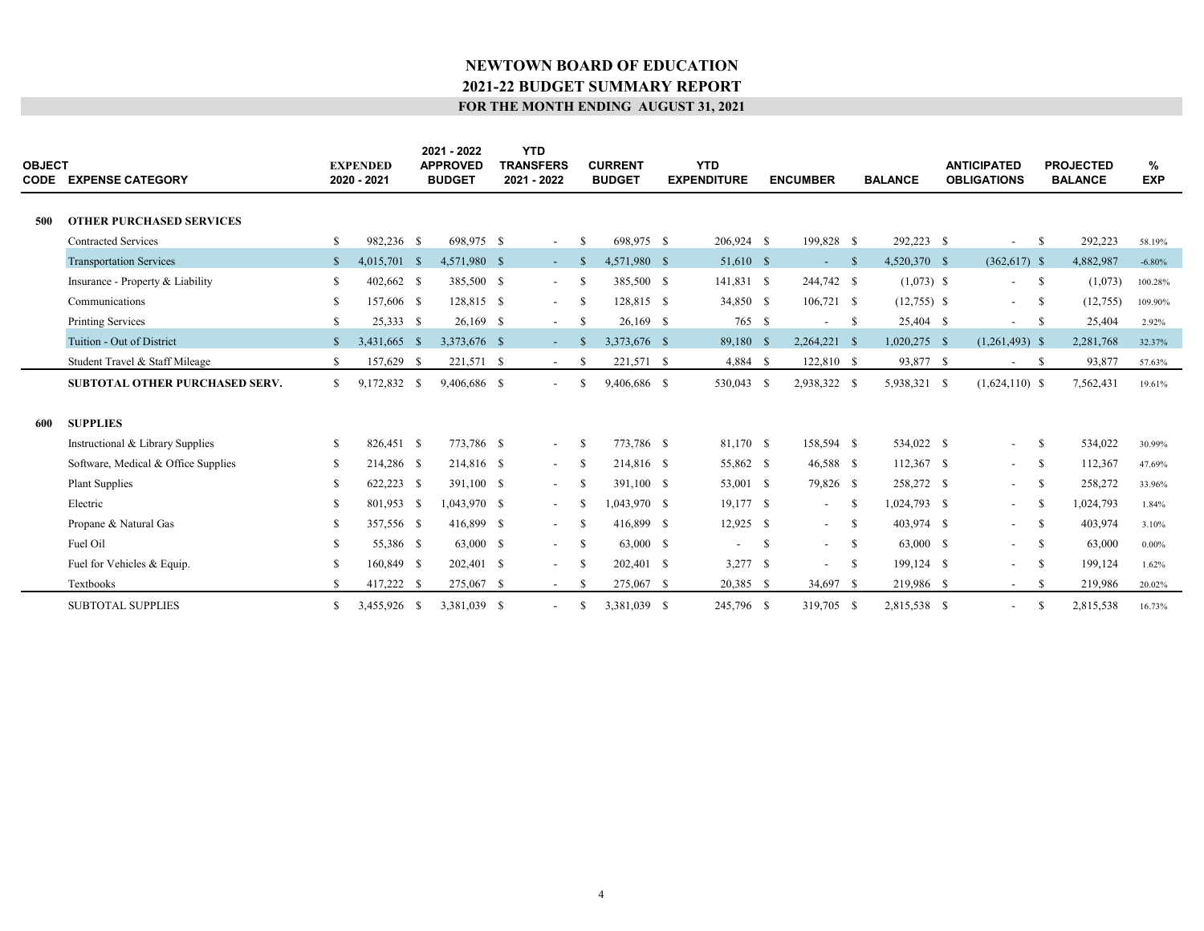# NEWTOWN BOARD OF EDUCATION
## 2021-22 BUDGET SUMMARY REPORT
### FOR THE MONTH ENDING AUGUST 31, 2021

| OBJECT CODE | EXPENSE CATEGORY | EXPENDED 2020 - 2021 | 2021 - 2022 APPROVED BUDGET | YTD TRANSFERS 2021 - 2022 | CURRENT BUDGET | YTD EXPENDITURE | ENCUMBER | BALANCE | ANTICIPATED OBLIGATIONS | PROJECTED BALANCE | % EXP |
|---|---|---|---|---|---|---|---|---|---|---|---|
| **500** | **OTHER PURCHASED SERVICES** | | | | | | | | | | |
| | Contracted Services | $ 982,236 | $ 698,975 | $ - | $ 698,975 | $ 206,924 | $ 199,828 | $ 292,223 | $ - | $ 292,223 | 58.19% |
| | Transportation Services | $ 4,015,701 | $ 4,571,980 | $ - | $ 4,571,980 | $ 51,610 | $ - | $ 4,520,370 | $ (362,617) | $ 4,882,987 | -6.80% |
| | Insurance - Property & Liability | $ 402,662 | $ 385,500 | $ - | $ 385,500 | $ 141,831 | $ 244,742 | $ (1,073) | $ - | $ (1,073) | 100.28% |
| | Communications | $ 157,606 | $ 128,815 | $ - | $ 128,815 | $ 34,850 | $ 106,721 | $ (12,755) | $ - | $ (12,755) | 109.90% |
| | Printing Services | $ 25,333 | $ 26,169 | $ - | $ 26,169 | $ 765 | $ - | $ 25,404 | $ - | $ 25,404 | 2.92% |
| | Tuition - Out of District | $ 3,431,665 | $ 3,373,676 | $ - | $ 3,373,676 | $ 89,180 | $ 2,264,221 | $ 1,020,275 | $ (1,261,493) | $ 2,281,768 | 32.37% |
| | Student Travel & Staff Mileage | $ 157,629 | $ 221,571 | $ - | $ 221,571 | $ 4,884 | $ 122,810 | $ 93,877 | $ - | $ 93,877 | 57.63% |
| | **SUBTOTAL OTHER PURCHASED SERV.** | $ 9,172,832 | $ 9,406,686 | $ - | $ 9,406,686 | $ 530,043 | $ 2,938,322 | $ 5,938,321 | $ (1,624,110) | $ 7,562,431 | 19.61% |
| **600** | **SUPPLIES** | | | | | | | | | | |
| | Instructional & Library Supplies | $ 826,451 | $ 773,786 | $ - | $ 773,786 | $ 81,170 | $ 158,594 | $ 534,022 | $ - | $ 534,022 | 30.99% |
| | Software, Medical & Office Supplies | $ 214,286 | $ 214,816 | $ - | $ 214,816 | $ 55,862 | $ 46,588 | $ 112,367 | $ - | $ 112,367 | 47.69% |
| | Plant Supplies | $ 622,223 | $ 391,100 | $ - | $ 391,100 | $ 53,001 | $ 79,826 | $ 258,272 | $ - | $ 258,272 | 33.96% |
| | Electric | $ 801,953 | $ 1,043,970 | $ - | $ 1,043,970 | $ 19,177 | $ - | $ 1,024,793 | $ - | $ 1,024,793 | 1.84% |
| | Propane & Natural Gas | $ 357,556 | $ 416,899 | $ - | $ 416,899 | $ 12,925 | $ - | $ 403,974 | $ - | $ 403,974 | 3.10% |
| | Fuel Oil | $ 55,386 | $ 63,000 | $ - | $ 63,000 | $ - | $ - | $ 63,000 | $ - | $ 63,000 | 0.00% |
| | Fuel for Vehicles & Equip. | $ 160,849 | $ 202,401 | $ - | $ 202,401 | $ 3,277 | $ - | $ 199,124 | $ - | $ 199,124 | 1.62% |
| | Textbooks | $ 417,222 | $ 275,067 | $ - | $ 275,067 | $ 20,385 | $ 34,697 | $ 219,986 | $ - | $ 219,986 | 20.02% |
| | SUBTOTAL SUPPLIES | $ 3,455,926 | $ 3,381,039 | $ - | $ 3,381,039 | $ 245,796 | $ 319,705 | $ 2,815,538 | $ - | $ 2,815,538 | 16.73% |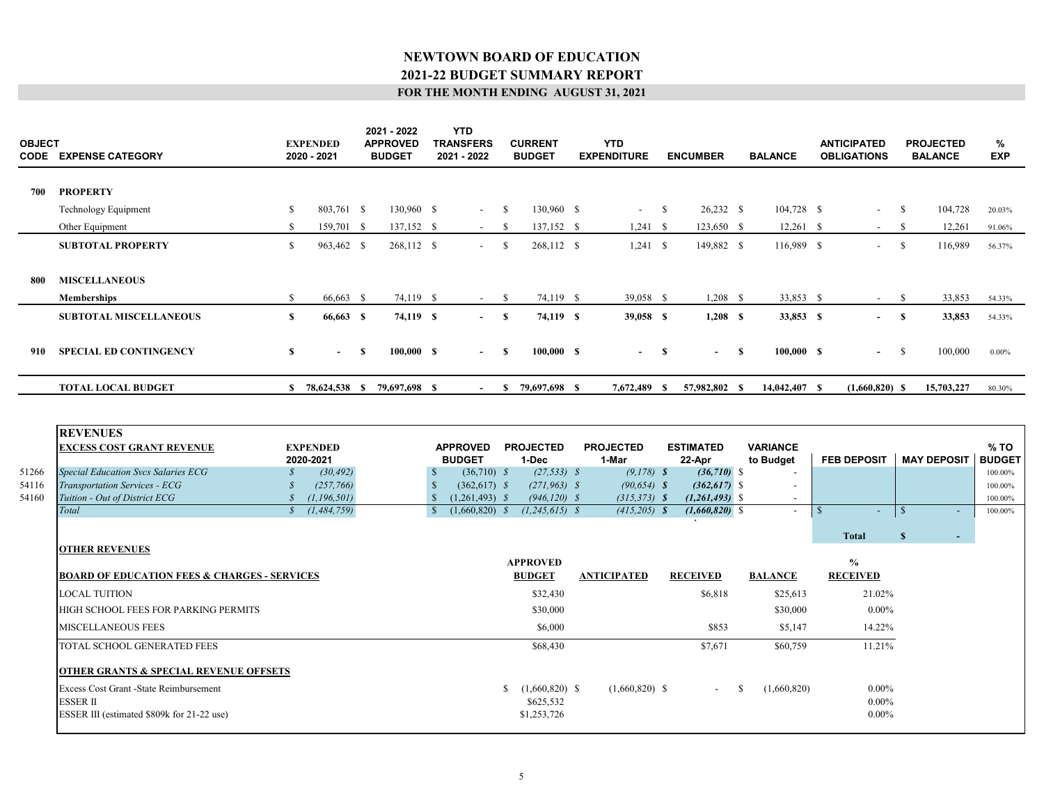# NEWTOWN BOARD OF EDUCATION

## 2021-22 BUDGET SUMMARY REPORT

### FOR THE MONTH ENDING AUGUST 31, 2021

| OBJECT CODE | EXPENSE CATEGORY | EXPENDED 2020 - 2021 | 2021 - 2022 APPROVED BUDGET | YTD TRANSFERS 2021 - 2022 | CURRENT BUDGET | YTD EXPENDITURE | ENCUMBER | BALANCE | ANTICIPATED OBLIGATIONS | PROJECTED BALANCE | % EXP |
|---|---|---|---|---|---|---|---|---|---|---|---|
| **700** | **PROPERTY** | | | | | | | | | | |
| | Technology Equipment | $ 803,761 | $ 130,960 | $ - | $ 130,960 | $ - | $ 26,232 | $ 104,728 | $ - | $ 104,728 | 20.03% |
| | Other Equipment | $ 159,701 | $ 137,152 | $ - | $ 137,152 | $ 1,241 | $ 123,650 | $ 12,261 | $ - | $ 12,261 | 91.06% |
| | **SUBTOTAL PROPERTY** | $ 963,462 | $ 268,112 | $ - | $ 268,112 | $ 1,241 | $ 149,882 | $ 116,989 | $ - | $ 116,989 | 56.37% |
| **800** | **MISCELLANEOUS** | | | | | | | | | | |
| | **Memberships** | $ 66,663 | $ 74,119 | $ - | $ 74,119 | $ 39,058 | $ 1,208 | $ 33,853 | $ - | $ 33,853 | 54.33% |
| | **SUBTOTAL MISCELLANEOUS** | **$ 66,663** | **$ 74,119** | **$ -** | **$ 74,119** | **$ 39,058** | **$ 1,208** | **$ 33,853** | **$ -** | **$ 33,853** | 54.33% |
| **910** | **SPECIAL ED CONTINGENCY** | **$ -** | **$ 100,000** | **$ -** | **$ 100,000** | **$ -** | **$ -** | **$ 100,000** | **$ -** | $ 100,000 | 0.00% |
| | **TOTAL LOCAL BUDGET** | **$ 78,624,538** | **$ 79,697,698** | **$ -** | **$ 79,697,698** | **$ 7,672,489** | **$ 57,982,802** | **$ 14,042,407** | **$ (1,660,820)** | **$ 15,703,227** | 80.30% |

## REVENUES

| | EXCESS COST GRANT REVENUE | EXPENDED 2020-2021 | APPROVED BUDGET | PROJECTED 1-Dec | PROJECTED 1-Mar | ESTIMATED 22-Apr | VARIANCE to Budget | FEB DEPOSIT | MAY DEPOSIT | % TO BUDGET |
|---|---|---|---|---|---|---|---|---|---|---|
| 51266 | *Special Education Svcs Salaries ECG* | *$ (30,492)* | $ (36,710) | *$ (27,533)* | *$ (9,178)* | ***$ (36,710)*** | $ - | | | 100.00% |
| 54116 | *Transportation Services - ECG* | *$ (257,766)* | $ (362,617) | *$ (271,963)* | *$ (90,654)* | ***$ (362,617)*** | $ - | | | 100.00% |
| 54160 | *Tuition - Out of District ECG* | *$ (1,196,501)* | $ (1,261,493) | *$ (946,120)* | *$ (315,373)* | ***$ (1,261,493)*** | $ - | | | 100.00% |
| | *Total* | *$ (1,484,759)* | $ (1,660,820) | *$ (1,245,615)* | *$ (415,205)* | ***$ (1,660,820)*** | $ - | $ - | $ - | 100.00% |
| | | | | | | | | **Total** | **$ -** | |

### OTHER REVENUES

| BOARD OF EDUCATION FEES & CHARGES - SERVICES | APPROVED BUDGET | ANTICIPATED | RECEIVED | BALANCE | % RECEIVED |
|---|---|---|---|---|---|
| LOCAL TUITION | $32,430 | | $6,818 | $25,613 | 21.02% |
| HIGH SCHOOL FEES FOR PARKING PERMITS | $30,000 | | | $30,000 | 0.00% |
| MISCELLANEOUS FEES | $6,000 | | $853 | $5,147 | 14.22% |
| TOTAL SCHOOL GENERATED FEES | $68,430 | | $7,671 | $60,759 | 11.21% |
| **OTHER GRANTS & SPECIAL REVENUE OFFSETS** | | | | | |
| Excess Cost Grant -State Reimbursement | $ (1,660,820) | $ (1,660,820) | $ - | $ (1,660,820) | 0.00% |
| ESSER II | $625,532 | | | | 0.00% |
| ESSER III (estimated $809k for 21-22 use) | $1,253,726 | | | | 0.00% |